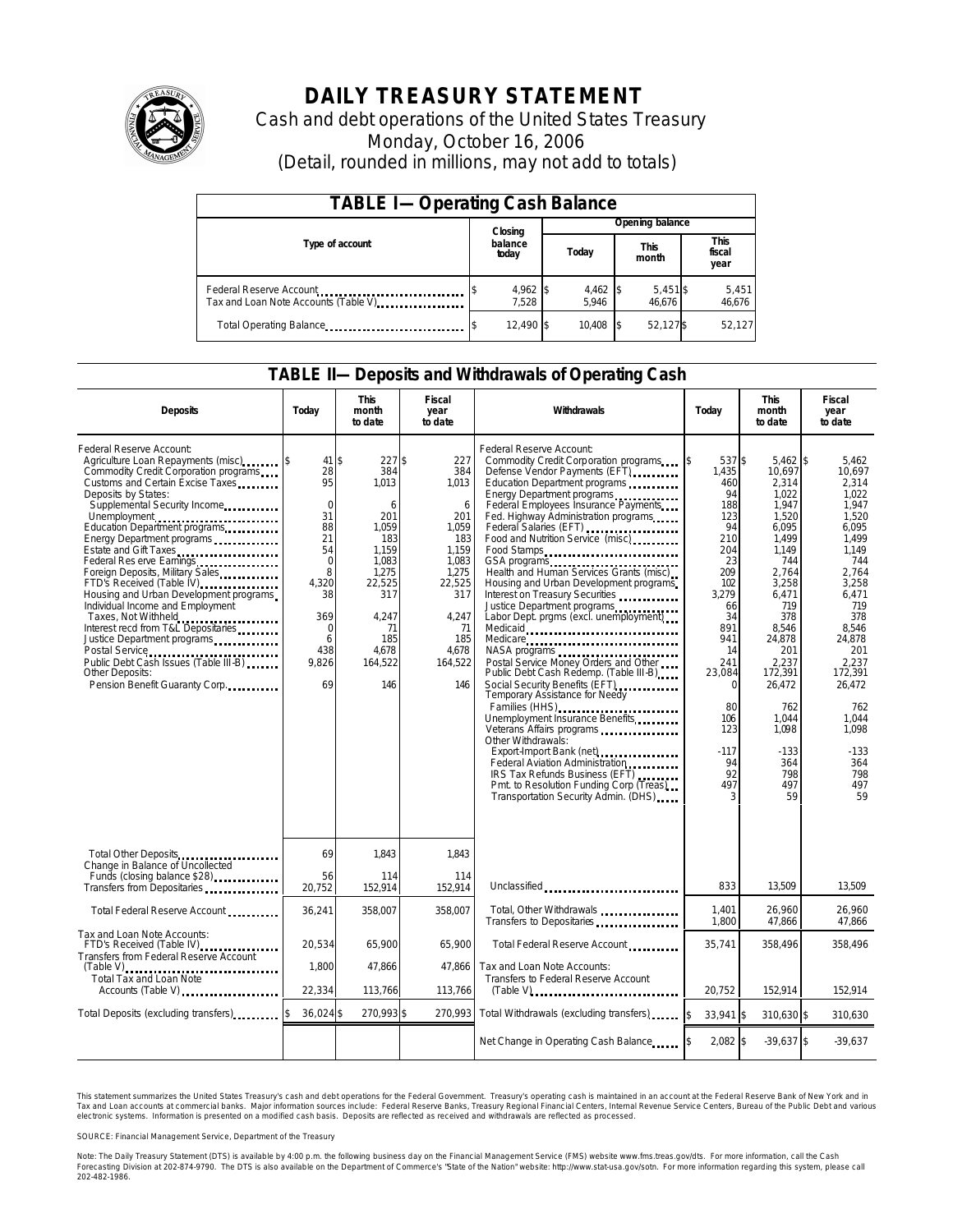# DAILY TREASURY STATEMENT

Cash and debt operations of the United States Treasury

Monday, October 16, 2006

(Detail, rounded in millions, may not add to totals)

| TABLE I—Operating Cash Balance | | | | |
|---|---|---|---|---|
| Type of account | Closing balance today | Opening balance | | |
| | | Today | This month | This fiscal year |
| Federal Reserve Account | $ 4,962 | $ 4,462 | $ 5,451 | $ 5,451 |
| Tax and Loan Note Accounts (Table V) | 7,528 | 5,946 | 46,676 | 46,676 |
| Total Operating Balance | $ 12,490 | $ 10,408 | $ 52,127 | $ 52,127 |

## TABLE II—Deposits and Withdrawals of Operating Cash

| Deposits | Today | This month to date | Fiscal year to date |
|---|---|---|---|
| Federal Reserve Account: | | | |
| Agriculture Loan Repayments (misc) | $ 41 | $ 227 | $ 227 |
| Commodity Credit Corporation programs | 28 | 384 | 384 |
| Customs and Certain Excise Taxes | 95 | 1,013 | 1,013 |
| Deposits by States: | | | |
| Supplemental Security Income | 0 | 6 | 6 |
| Unemployment | 31 | 201 | 201 |
| Education Department programs | 88 | 1,059 | 1,059 |
| Energy Department programs | 21 | 183 | 183 |
| Estate and Gift Taxes | 54 | 1,159 | 1,159 |
| Federal Reserve Earnings | 0 | 1,083 | 1,083 |
| Foreign Deposits, Military Sales | 8 | 1,275 | 1,275 |
| FTD's Received (Table IV) | 4,320 | 22,525 | 22,525 |
| Housing and Urban Development programs | 38 | 317 | 317 |
| Individual Income and Employment Taxes, Not Withheld | 369 | 4,247 | 4,247 |
| Interest recd from T&L Depositaries | 0 | 71 | 71 |
| Justice Department programs | 6 | 185 | 185 |
| Postal Service | 438 | 4,678 | 4,678 |
| Public Debt Cash Issues (Table III-B) | 9,826 | 164,522 | 164,522 |
| Other Deposits: | | | |
| Pension Benefit Guaranty Corp. | 69 | 146 | 146 |
| Total Other Deposits | 69 | 1,843 | 1,843 |
| Change in Balance of Uncollected Funds (closing balance $28) | 56 | 114 | 114 |
| Transfers from Depositaries | 20,752 | 152,914 | 152,914 |
| Total Federal Reserve Account | 36,241 | 358,007 | 358,007 |
| Tax and Loan Note Accounts: | | | |
| FTD's Received (Table IV) | 20,534 | 65,900 | 65,900 |
| Transfers from Federal Reserve Account (Table V) | 1,800 | 47,866 | 47,866 |
| Total Tax and Loan Note Accounts (Table V) | 22,334 | 113,766 | 113,766 |
| Total Deposits (excluding transfers) | $ 36,024 | $ 270,993 | $ 270,993 |

| Withdrawals | Today | This month to date | Fiscal year to date |
|---|---|---|---|
| Federal Reserve Account: | | | |
| Commodity Credit Corporation programs | $ 537 | $ 5,462 | $ 5,462 |
| Defense Vendor Payments (EFT) | 1,435 | 10,697 | 10,697 |
| Education Department programs | 460 | 2,314 | 2,314 |
| Energy Department programs | 94 | 1,022 | 1,022 |
| Federal Employees Insurance Payments | 188 | 1,947 | 1,947 |
| Fed. Highway Administration programs | 123 | 1,520 | 1,520 |
| Federal Salaries (EFT) | 94 | 6,095 | 6,095 |
| Food and Nutrition Service (misc) | 210 | 1,499 | 1,499 |
| Food Stamps | 204 | 1,149 | 1,149 |
| GSA programs | 23 | 744 | 744 |
| Health and Human Services Grants (misc) | 209 | 2,764 | 2,764 |
| Housing and Urban Development programs | 102 | 3,258 | 3,258 |
| Interest on Treasury Securities | 3,279 | 6,471 | 6,471 |
| Justice Department programs | 66 | 719 | 719 |
| Labor Dept. prgms (excl. unemployment) | 34 | 378 | 378 |
| Medicaid | 891 | 8,546 | 8,546 |
| Medicare | 941 | 24,878 | 24,878 |
| NASA programs | 14 | 201 | 201 |
| Postal Service Money Orders and Other | 241 | 2,237 | 2,237 |
| Public Debt Cash Redemp. (Table III-B) | 23,084 | 172,391 | 172,391 |
| Social Security Benefits (EFT) | 0 | 26,472 | 26,472 |
| Temporary Assistance for Needy Families (HHS) | 80 | 762 | 762 |
| Unemployment Insurance Benefits | 106 | 1,044 | 1,044 |
| Veterans Affairs programs | 123 | 1,098 | 1,098 |
| Other Withdrawals: | | | |
| Export-Import Bank (net) | -117 | -133 | -133 |
| Federal Aviation Administration | 94 | 364 | 364 |
| IRS Tax Refunds Business (EFT) | 92 | 798 | 798 |
| Pmt. to Resolution Funding Corp (Treas) | 497 | 497 | 497 |
| Transportation Security Admin. (DHS) | 3 | 59 | 59 |
| Unclassified | 833 | 13,509 | 13,509 |
| Total, Other Withdrawals | 1,401 | 26,960 | 26,960 |
| Transfers to Depositaries | 1,800 | 47,866 | 47,866 |
| Total Federal Reserve Account | 35,741 | 358,496 | 358,496 |
| Tax and Loan Note Accounts: | | | |
| Transfers to Federal Reserve Account (Table V) | 20,752 | 152,914 | 152,914 |
| Total Withdrawals (excluding transfers) | $ 33,941 | $ 310,630 | $ 310,630 |
| Net Change in Operating Cash Balance | $ 2,082 | $ -39,637 | $ -39,637 |

This statement summarizes the United States Treasury's cash and debt operations for the Federal Government. Treasury's operating cash is maintained in an account at the Federal Reserve Bank of New York and in Tax and Loan accounts at commercial banks. Major information sources include: Federal Reserve Banks, Treasury Regional Financial Centers, Internal Revenue Service Centers, Bureau of the Public Debt and various electronic systems. Information is presented on a modified cash basis. Deposits are reflected as received and withdrawals are reflected as processed.

SOURCE: Financial Management Service, Department of the Treasury

Note: The Daily Treasury Statement (DTS) is available by 4:00 p.m. the following business day on the Financial Management Service (FMS) website www.fms.treas.gov/dts. For more information, call the Cash Forecasting Division at 202-874-9790. The DTS is also available on the Department of Commerce's "State of the Nation" website: http://www.stat-usa.gov/sotn. For more information regarding this system, please call 202-482-1986.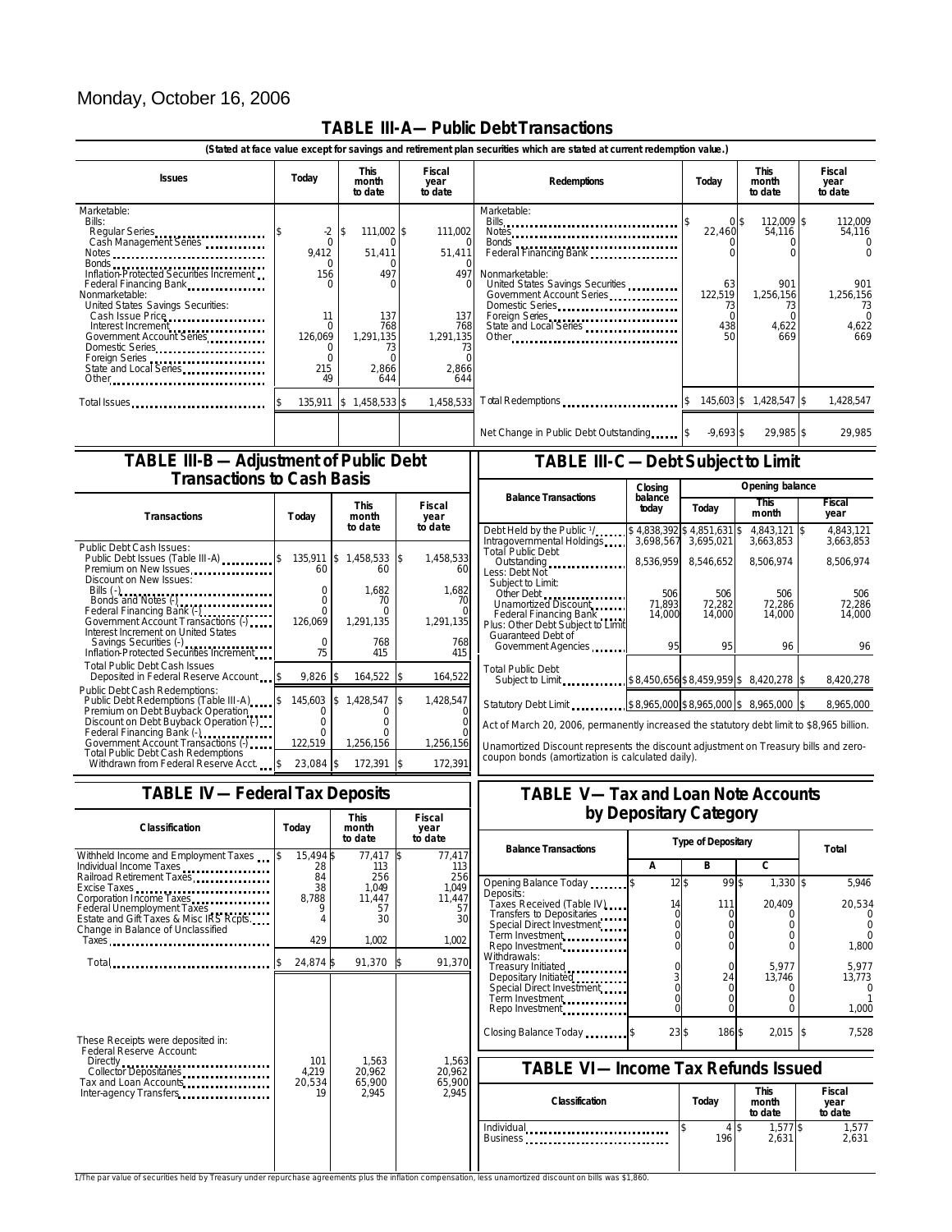Monday, October 16, 2006

## TABLE III-A — Public Debt Transactions

(Stated at face value except for savings and retirement plan securities which are stated at current redemption value.)

| Issues | Today | This month to date | Fiscal year to date |
|---|---|---|---|
| Marketable: | | | |
| Bills: | | | |
| Regular Series | $ -2 | $ 111,002 | $ 111,002 |
| Cash Management Series | 0 | 0 | 0 |
| Notes | 9,412 | 51,411 | 51,411 |
| Bonds | 0 | 0 | 0 |
| Inflation-Protected Securities Increment | 156 | 497 | 497 |
| Federal Financing Bank | 0 | 0 | 0 |
| Nonmarketable: | | | |
| United States Savings Securities: | | | |
| Cash Issue Price | 11 | 137 | 137 |
| Interest Increment | 0 | 768 | 768 |
| Government Account Series | 126,069 | 1,291,135 | 1,291,135 |
| Domestic Series | 0 | 73 | 73 |
| Foreign Series | 0 | 0 | 0 |
| State and Local Series | 215 | 2,866 | 2,866 |
| Other | 49 | 644 | 644 |
| Total Issues | $ 135,911 | $ 1,458,533 | $ 1,458,533 |

| Redemptions | Today | This month to date | Fiscal year to date |
|---|---|---|---|
| Marketable: | | | |
| Bills | $ 0 | $ 112,009 | $ 112,009 |
| Notes | 22,460 | 54,116 | 54,116 |
| Bonds | 0 | 0 | 0 |
| Federal Financing Bank | 0 | 0 | 0 |
| Nonmarketable: | | | |
| United States Savings Securities | 63 | 901 | 901 |
| Government Account Series | 122,519 | 1,256,156 | 1,256,156 |
| Domestic Series | 73 | 73 | 73 |
| Foreign Series | 0 | 0 | 0 |
| State and Local Series | 438 | 4,622 | 4,622 |
| Other | 50 | 669 | 669 |
| Total Redemptions | $ 145,603 | $ 1,428,547 | $ 1,428,547 |
| Net Change in Public Debt Outstanding | $ -9,693 | $ 29,985 | $ 29,985 |

## TABLE III-B — Adjustment of Public Debt Transactions to Cash Basis

| Transactions | Today | This month to date | Fiscal year to date |
|---|---|---|---|
| Public Debt Cash Issues: | | | |
| Public Debt Issues (Table III-A) | $ 135,911 | $ 1,458,533 | $ 1,458,533 |
| Premium on New Issues | 60 | 60 | 60 |
| Discount on New Issues: | | | |
| Bills (-) | 0 | 1,682 | 1,682 |
| Bonds and Notes (-) | 0 | 70 | 70 |
| Federal Financing Bank (-) | 0 | 0 | 0 |
| Government Account Transactions (-) | 126,069 | 1,291,135 | 1,291,135 |
| Interest Increment on United States Savings Securities (-) | 0 | 768 | 768 |
| Inflation-Protected Securities Increment | 75 | 415 | 415 |
| Total Public Debt Cash Issues Deposited in Federal Reserve Account | $ 9,826 | $ 164,522 | $ 164,522 |
| Public Debt Cash Redemptions: | | | |
| Public Debt Redemptions (Table III-A) | $ 145,603 | $ 1,428,547 | $ 1,428,547 |
| Premium on Debt Buyback Operation | 0 | 0 | 0 |
| Discount on Debt Buyback Operation (-) | 0 | 0 | 0 |
| Federal Financing Bank (-) | 0 | 0 | 0 |
| Government Account Transactions (-) | 122,519 | 1,256,156 | 1,256,156 |
| Total Public Debt Cash Redemptions Withdrawn from Federal Reserve Acct. | $ 23,084 | $ 172,391 | $ 172,391 |

## TABLE III-C — Debt Subject to Limit

| Balance Transactions | Closing balance today | Opening balance Today | Opening balance This month | Opening balance Fiscal year |
|---|---|---|---|---|
| Debt Held by the Public [1] | $ 4,838,392 | $ 4,851,631 | $ 4,843,121 | $ 4,843,121 |
| Intragovernmental Holdings | 3,698,567 | 3,695,021 | 3,663,853 | 3,663,853 |
| Total Public Debt Outstanding | 8,536,959 | 8,546,652 | 8,506,974 | 8,506,974 |
| Less: Debt Not Subject to Limit: | | | | |
| Other Debt | 506 | 506 | 506 | 506 |
| Unamortized Discount | 71,893 | 72,282 | 72,286 | 72,286 |
| Federal Financing Bank | 14,000 | 14,000 | 14,000 | 14,000 |
| Plus: Other Debt Subject to Limit | | | | |
| Guaranteed Debt of Government Agencies | 95 | 95 | 96 | 96 |
| Total Public Debt Subject to Limit | $ 8,450,656 | $ 8,459,959 | $ 8,420,278 | $ 8,420,278 |
| Statutory Debt Limit | $ 8,965,000 | $ 8,965,000 | $ 8,965,000 | $ 8,965,000 |

Act of March 20, 2006, permanently increased the statutory debt limit to $8,965 billion.

Unamortized Discount represents the discount adjustment on Treasury bills and zero-coupon bonds (amortization is calculated daily).

## TABLE IV — Federal Tax Deposits

| Classification | Today | This month to date | Fiscal year to date |
|---|---|---|---|
| Withheld Income and Employment Taxes | $ 15,494 | $ 77,417 | $ 77,417 |
| Individual Income Taxes | 28 | 113 | 113 |
| Railroad Retirement Taxes | 84 | 256 | 256 |
| Excise Taxes | 38 | 1,049 | 1,049 |
| Corporation Income Taxes | 8,788 | 11,447 | 11,447 |
| Federal Unemployment Taxes | 9 | 57 | 57 |
| Estate and Gift Taxes & Misc IRS Rcpts. | 4 | 30 | 30 |
| Change in Balance of Unclassified Taxes | 429 | 1,002 | 1,002 |
| Total | $ 24,874 | $ 91,370 | $ 91,370 |
| These Receipts were deposited in: | | | |
| Federal Reserve Account: | | | |
| Directly | 101 | 1,563 | 1,563 |
| Collector Depositaries | 4,219 | 20,962 | 20,962 |
| Tax and Loan Accounts | 20,534 | 65,900 | 65,900 |
| Inter-agency Transfers | 19 | 2,945 | 2,945 |

## TABLE V — Tax and Loan Note Accounts by Depositary Category

| Balance Transactions | Type of Depositary A | Type of Depositary B | Type of Depositary C | Total |
|---|---|---|---|---|
| Opening Balance Today | $ 12 | $ 99 | $ 1,330 | $ 5,946 |
| Deposits: | | | | |
| Taxes Received (Table IV) | 14 | 111 | 20,409 | 20,534 |
| Transfers to Depositaries | 0 | 0 | 0 | 0 |
| Special Direct Investment | 0 | 0 | 0 | 0 |
| Term Investment | 0 | 0 | 0 | 0 |
| Repo Investment | 0 | 0 | 0 | 1,800 |
| Withdrawals: | | | | |
| Treasury Initiated | 0 | 0 | 5,977 | 5,977 |
| Depositary Initiated | 3 | 24 | 13,746 | 13,773 |
| Special Direct Investment | 0 | 0 | 0 | 0 |
| Term Investment | 0 | 0 | 0 | 1 |
| Repo Investment | 0 | 0 | 0 | 1,000 |
| Closing Balance Today | $ 23 | $ 186 | $ 2,015 | $ 7,528 |

## TABLE VI — Income Tax Refunds Issued

| Classification | Today | This month to date | Fiscal year to date |
|---|---|---|---|
| Individual | $ 4 | $ 1,577 | $ 1,577 |
| Business | 196 | 2,631 | 2,631 |

1/The par value of securities held by Treasury under repurchase agreements plus the inflation compensation, less unamortized discount on bills was $1,860.